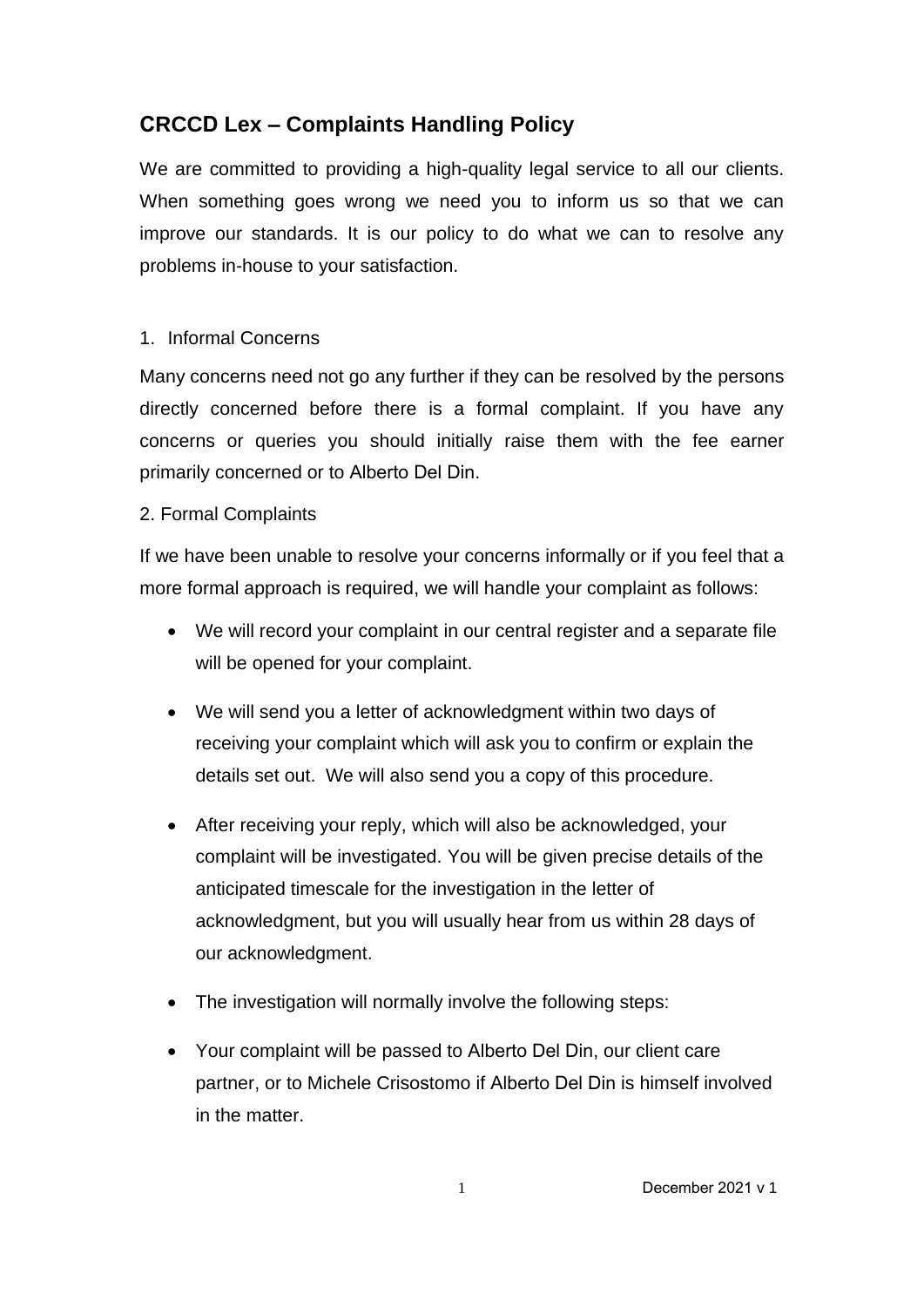## CRCCD Lex – Complaints Handling Policy

We are committed to providing a high-quality legal service to all our clients. When something goes wrong we need you to inform us so that we can improve our standards. It is our policy to do what we can to resolve any problems in-house to your satisfaction.

1. Informal Concerns

Many concerns need not go any further if they can be resolved by the persons directly concerned before there is a formal complaint. If you have any concerns or queries you should initially raise them with the fee earner primarily concerned or to Alberto Del Din.

2. Formal Complaints

If we have been unable to resolve your concerns informally or if you feel that a more formal approach is required, we will handle your complaint as follows:

- We will record your complaint in our central register and a separate file will be opened for your complaint.
- We will send you a letter of acknowledgment within two days of receiving your complaint which will ask you to confirm or explain the details set out. We will also send you a copy of this procedure.
- After receiving your reply, which will also be acknowledged, your complaint will be investigated. You will be given precise details of the anticipated timescale for the investigation in the letter of acknowledgment, but you will usually hear from us within 28 days of our acknowledgment.
- The investigation will normally involve the following steps:
- Your complaint will be passed to Alberto Del Din, our client care partner, or to Michele Crisostomo if Alberto Del Din is himself involved in the matter.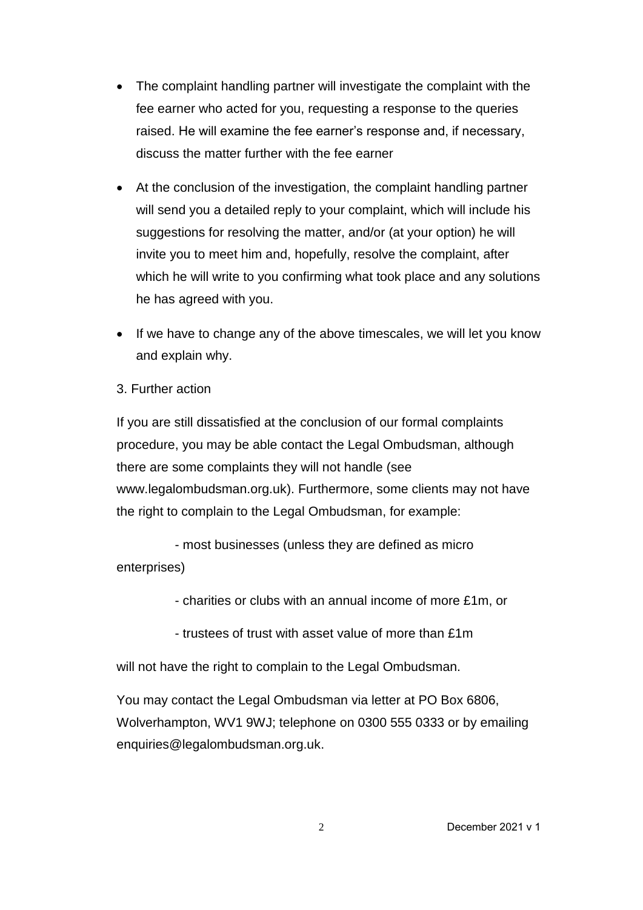- The complaint handling partner will investigate the complaint with the fee earner who acted for you, requesting a response to the queries raised. He will examine the fee earner's response and, if necessary, discuss the matter further with the fee earner

- At the conclusion of the investigation, the complaint handling partner will send you a detailed reply to your complaint, which will include his suggestions for resolving the matter, and/or (at your option) he will invite you to meet him and, hopefully, resolve the complaint, after which he will write to you confirming what took place and any solutions he has agreed with you.

- If we have to change any of the above timescales, we will let you know and explain why.

3. Further action

If you are still dissatisfied at the conclusion of our formal complaints procedure, you may be able contact the Legal Ombudsman, although there are some complaints they will not handle (see www.legalombudsman.org.uk). Furthermore, some clients may not have the right to complain to the Legal Ombudsman, for example:

- most businesses (unless they are defined as micro enterprises)
- charities or clubs with an annual income of more £1m, or
- trustees of trust with asset value of more than £1m

will not have the right to complain to the Legal Ombudsman.

You may contact the Legal Ombudsman via letter at PO Box 6806, Wolverhampton, WV1 9WJ; telephone on 0300 555 0333 or by emailing enquiries@legalombudsman.org.uk.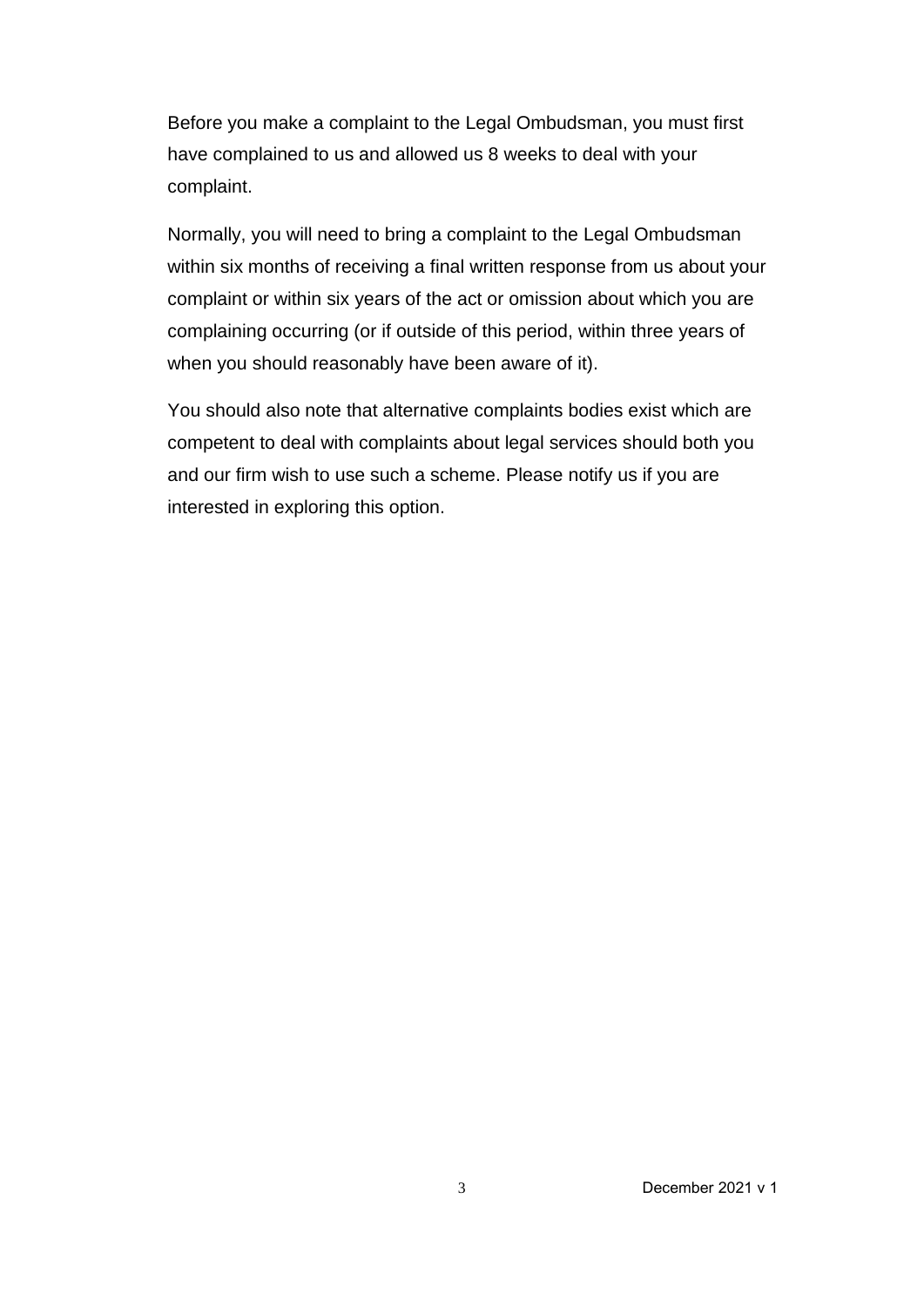Before you make a complaint to the Legal Ombudsman, you must first have complained to us and allowed us 8 weeks to deal with your complaint.

Normally, you will need to bring a complaint to the Legal Ombudsman within six months of receiving a final written response from us about your complaint or within six years of the act or omission about which you are complaining occurring (or if outside of this period, within three years of when you should reasonably have been aware of it).

You should also note that alternative complaints bodies exist which are competent to deal with complaints about legal services should both you and our firm wish to use such a scheme. Please notify us if you are interested in exploring this option.